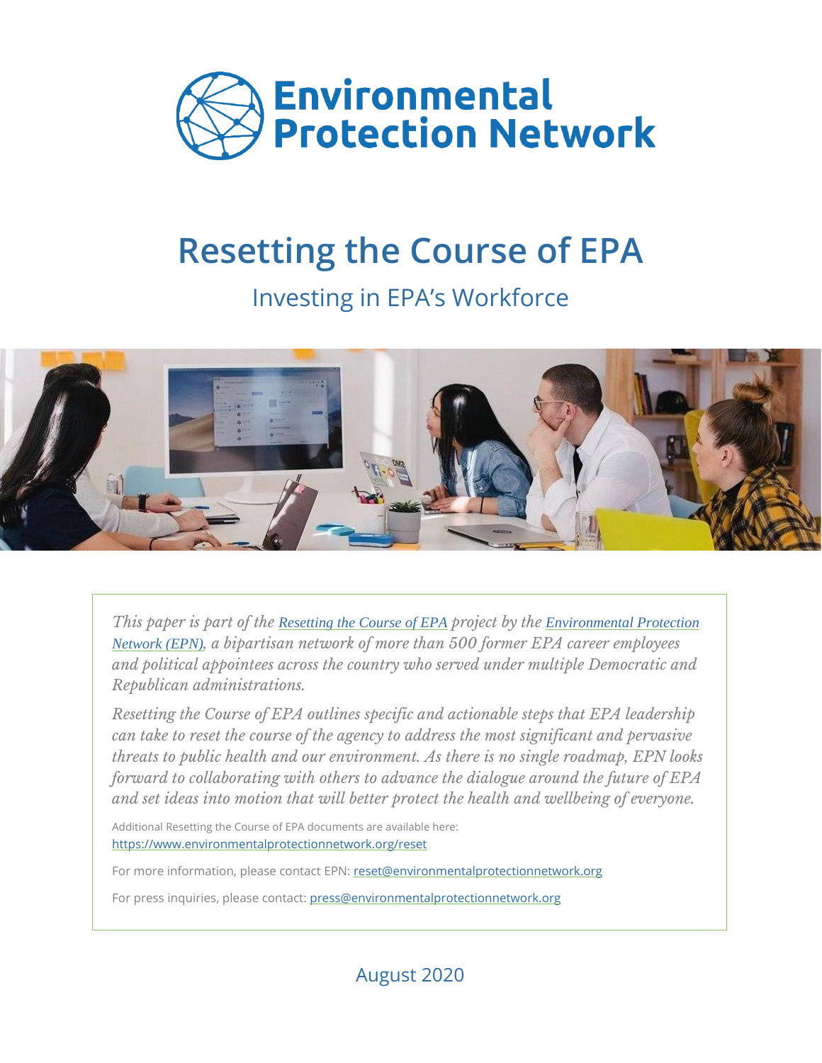**Environmental Protection Network**

# Resetting the Course of EPA

## Investing in EPA's Workforce

*This paper is part of the [Resetting the Course of EPA]() project by the [Environmental Protection Network (EPN)](), a bipartisan network of more than 500 former EPA career employees and political appointees across the country who served under multiple Democratic and Republican administrations.*

*Resetting the Course of EPA outlines specific and actionable steps that EPA leadership can take to reset the course of the agency to address the most significant and pervasive threats to public health and our environment. As there is no single roadmap, EPN looks forward to collaborating with others to advance the dialogue around the future of EPA and set ideas into motion that will better protect the health and wellbeing of everyone.*

Additional Resetting the Course of EPA documents are available here: https://www.environmentalprotectionnetwork.org/reset

For more information, please contact EPN: reset@environmentalprotectionnetwork.org

For press inquiries, please contact: press@environmentalprotectionnetwork.org

August 2020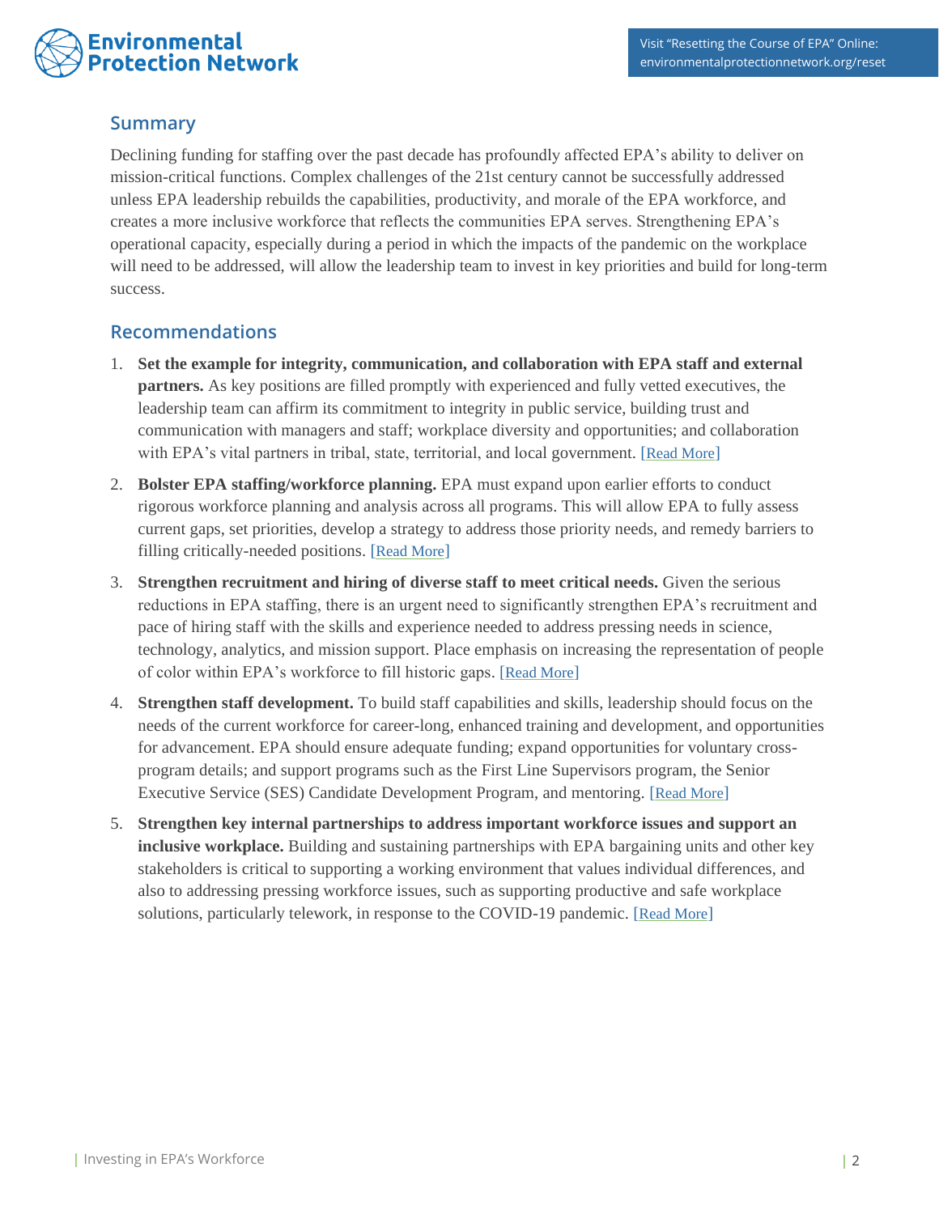## Summary

Declining funding for staffing over the past decade has profoundly affected EPA's ability to deliver on mission-critical functions. Complex challenges of the 21st century cannot be successfully addressed unless EPA leadership rebuilds the capabilities, productivity, and morale of the EPA workforce, and creates a more inclusive workforce that reflects the communities EPA serves. Strengthening EPA's operational capacity, especially during a period in which the impacts of the pandemic on the workplace will need to be addressed, will allow the leadership team to invest in key priorities and build for long-term success.

## Recommendations

1. **Set the example for integrity, communication, and collaboration with EPA staff and external partners.** As key positions are filled promptly with experienced and fully vetted executives, the leadership team can affirm its commitment to integrity in public service, building trust and communication with managers and staff; workplace diversity and opportunities; and collaboration with EPA's vital partners in tribal, state, territorial, and local government. [Read More]
2. **Bolster EPA staffing/workforce planning.** EPA must expand upon earlier efforts to conduct rigorous workforce planning and analysis across all programs. This will allow EPA to fully assess current gaps, set priorities, develop a strategy to address those priority needs, and remedy barriers to filling critically-needed positions. [Read More]
3. **Strengthen recruitment and hiring of diverse staff to meet critical needs.** Given the serious reductions in EPA staffing, there is an urgent need to significantly strengthen EPA's recruitment and pace of hiring staff with the skills and experience needed to address pressing needs in science, technology, analytics, and mission support. Place emphasis on increasing the representation of people of color within EPA's workforce to fill historic gaps. [Read More]
4. **Strengthen staff development.** To build staff capabilities and skills, leadership should focus on the needs of the current workforce for career-long, enhanced training and development, and opportunities for advancement. EPA should ensure adequate funding; expand opportunities for voluntary cross-program details; and support programs such as the First Line Supervisors program, the Senior Executive Service (SES) Candidate Development Program, and mentoring. [Read More]
5. **Strengthen key internal partnerships to address important workforce issues and support an inclusive workplace.** Building and sustaining partnerships with EPA bargaining units and other key stakeholders is critical to supporting a working environment that values individual differences, and also to addressing pressing workforce issues, such as supporting productive and safe workplace solutions, particularly telework, in response to the COVID-19 pandemic. [Read More]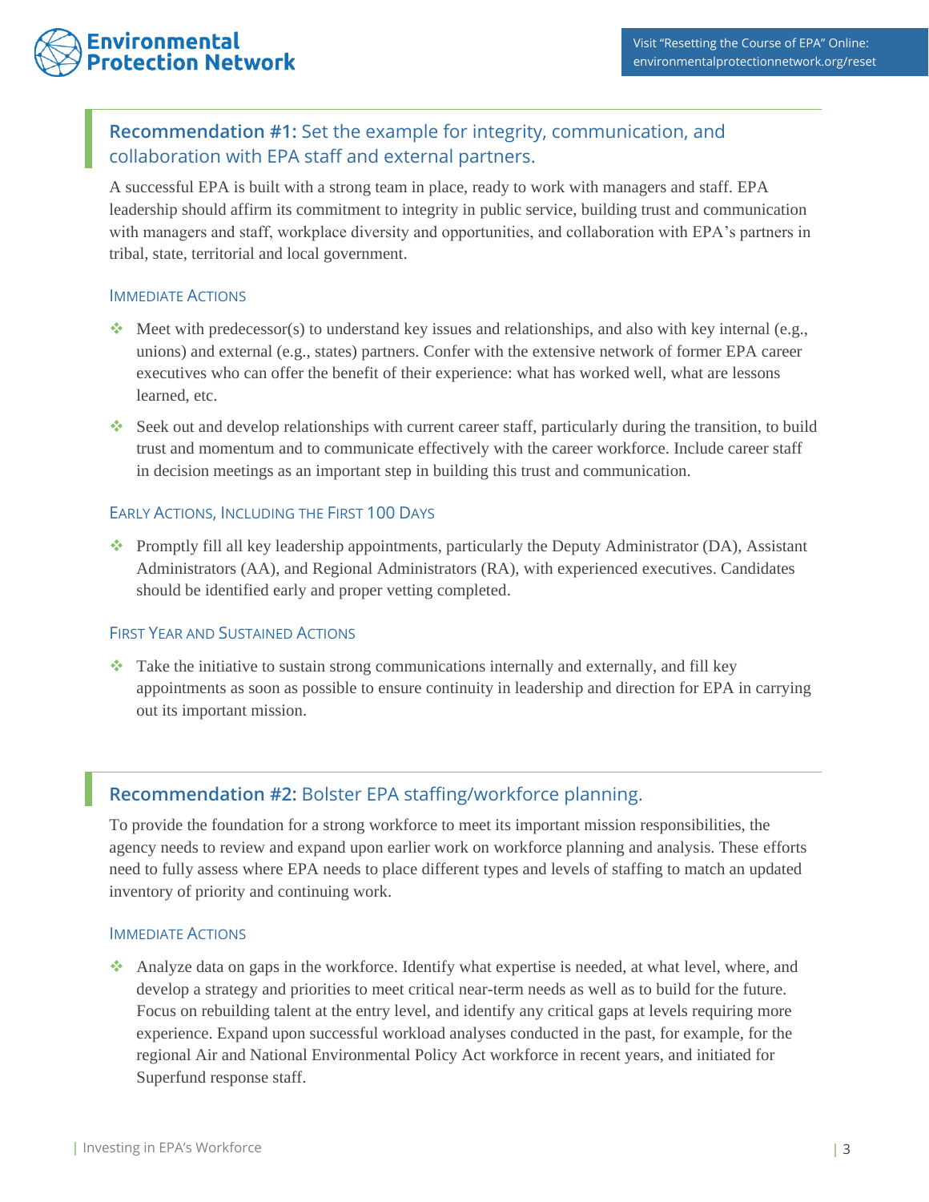## **Recommendation #1:** Set the example for integrity, communication, and collaboration with EPA staff and external partners.

A successful EPA is built with a strong team in place, ready to work with managers and staff. EPA leadership should affirm its commitment to integrity in public service, building trust and communication with managers and staff, workplace diversity and opportunities, and collaboration with EPA's partners in tribal, state, territorial and local government.

### Immediate Actions

- Meet with predecessor(s) to understand key issues and relationships, and also with key internal (e.g., unions) and external (e.g., states) partners. Confer with the extensive network of former EPA career executives who can offer the benefit of their experience: what has worked well, what are lessons learned, etc.
- Seek out and develop relationships with current career staff, particularly during the transition, to build trust and momentum and to communicate effectively with the career workforce. Include career staff in decision meetings as an important step in building this trust and communication.

### Early Actions, Including the First 100 Days

- Promptly fill all key leadership appointments, particularly the Deputy Administrator (DA), Assistant Administrators (AA), and Regional Administrators (RA), with experienced executives. Candidates should be identified early and proper vetting completed.

### First Year and Sustained Actions

- Take the initiative to sustain strong communications internally and externally, and fill key appointments as soon as possible to ensure continuity in leadership and direction for EPA in carrying out its important mission.

## **Recommendation #2:** Bolster EPA staffing/workforce planning.

To provide the foundation for a strong workforce to meet its important mission responsibilities, the agency needs to review and expand upon earlier work on workforce planning and analysis. These efforts need to fully assess where EPA needs to place different types and levels of staffing to match an updated inventory of priority and continuing work.

### Immediate Actions

- Analyze data on gaps in the workforce. Identify what expertise is needed, at what level, where, and develop a strategy and priorities to meet critical near-term needs as well as to build for the future. Focus on rebuilding talent at the entry level, and identify any critical gaps at levels requiring more experience. Expand upon successful workload analyses conducted in the past, for example, for the regional Air and National Environmental Policy Act workforce in recent years, and initiated for Superfund response staff.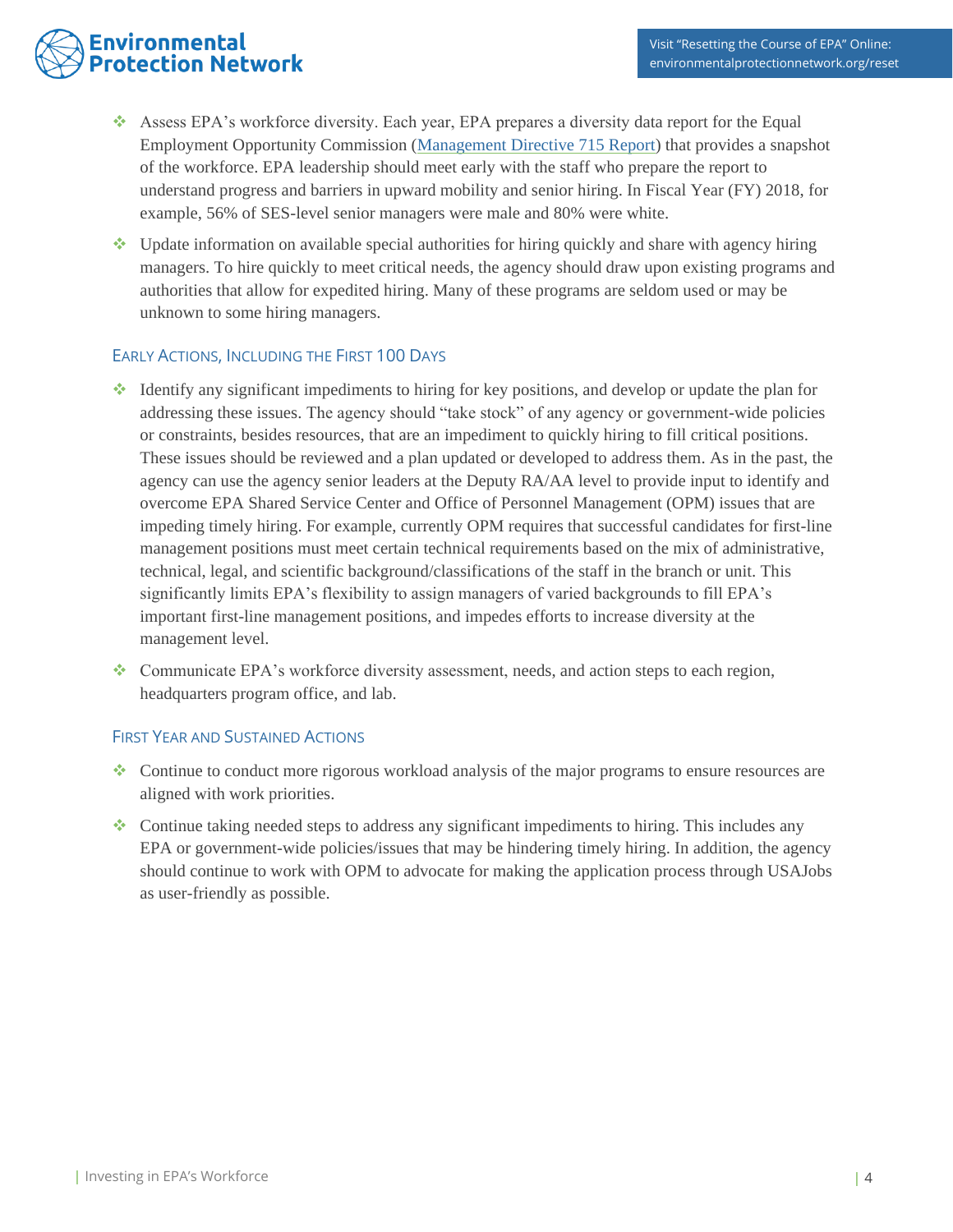- Assess EPA's workforce diversity. Each year, EPA prepares a diversity data report for the Equal Employment Opportunity Commission (Management Directive 715 Report) that provides a snapshot of the workforce. EPA leadership should meet early with the staff who prepare the report to understand progress and barriers in upward mobility and senior hiring. In Fiscal Year (FY) 2018, for example, 56% of SES-level senior managers were male and 80% were white.

- Update information on available special authorities for hiring quickly and share with agency hiring managers. To hire quickly to meet critical needs, the agency should draw upon existing programs and authorities that allow for expedited hiring. Many of these programs are seldom used or may be unknown to some hiring managers.

### Early Actions, Including the First 100 Days

- Identify any significant impediments to hiring for key positions, and develop or update the plan for addressing these issues. The agency should "take stock" of any agency or government-wide policies or constraints, besides resources, that are an impediment to quickly hiring to fill critical positions. These issues should be reviewed and a plan updated or developed to address them. As in the past, the agency can use the agency senior leaders at the Deputy RA/AA level to provide input to identify and overcome EPA Shared Service Center and Office of Personnel Management (OPM) issues that are impeding timely hiring. For example, currently OPM requires that successful candidates for first-line management positions must meet certain technical requirements based on the mix of administrative, technical, legal, and scientific background/classifications of the staff in the branch or unit. This significantly limits EPA's flexibility to assign managers of varied backgrounds to fill EPA's important first-line management positions, and impedes efforts to increase diversity at the management level.

- Communicate EPA's workforce diversity assessment, needs, and action steps to each region, headquarters program office, and lab.

### First Year and Sustained Actions

- Continue to conduct more rigorous workload analysis of the major programs to ensure resources are aligned with work priorities.

- Continue taking needed steps to address any significant impediments to hiring. This includes any EPA or government-wide policies/issues that may be hindering timely hiring. In addition, the agency should continue to work with OPM to advocate for making the application process through USAJobs as user-friendly as possible.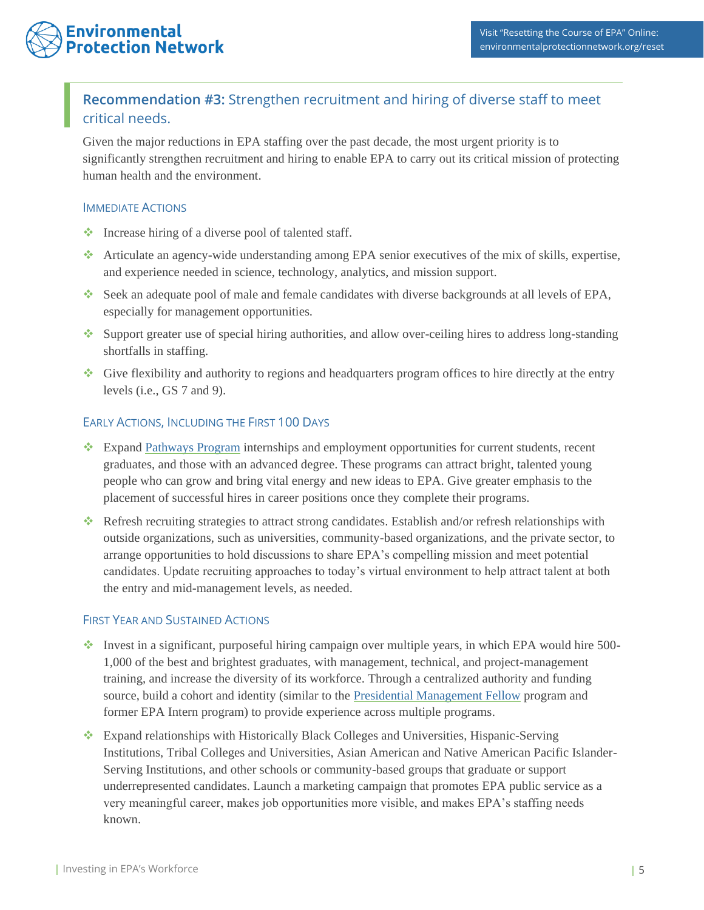## Recommendation #3: Strengthen recruitment and hiring of diverse staff to meet critical needs.

Given the major reductions in EPA staffing over the past decade, the most urgent priority is to significantly strengthen recruitment and hiring to enable EPA to carry out its critical mission of protecting human health and the environment.

### Immediate Actions

- Increase hiring of a diverse pool of talented staff.
- Articulate an agency-wide understanding among EPA senior executives of the mix of skills, expertise, and experience needed in science, technology, analytics, and mission support.
- Seek an adequate pool of male and female candidates with diverse backgrounds at all levels of EPA, especially for management opportunities.
- Support greater use of special hiring authorities, and allow over-ceiling hires to address long-standing shortfalls in staffing.
- Give flexibility and authority to regions and headquarters program offices to hire directly at the entry levels (i.e., GS 7 and 9).

### Early Actions, Including the First 100 Days

- Expand Pathways Program internships and employment opportunities for current students, recent graduates, and those with an advanced degree. These programs can attract bright, talented young people who can grow and bring vital energy and new ideas to EPA. Give greater emphasis to the placement of successful hires in career positions once they complete their programs.
- Refresh recruiting strategies to attract strong candidates. Establish and/or refresh relationships with outside organizations, such as universities, community-based organizations, and the private sector, to arrange opportunities to hold discussions to share EPA's compelling mission and meet potential candidates. Update recruiting approaches to today's virtual environment to help attract talent at both the entry and mid-management levels, as needed.

### First Year and Sustained Actions

- Invest in a significant, purposeful hiring campaign over multiple years, in which EPA would hire 500-1,000 of the best and brightest graduates, with management, technical, and project-management training, and increase the diversity of its workforce. Through a centralized authority and funding source, build a cohort and identity (similar to the Presidential Management Fellow program and former EPA Intern program) to provide experience across multiple programs.
- Expand relationships with Historically Black Colleges and Universities, Hispanic-Serving Institutions, Tribal Colleges and Universities, Asian American and Native American Pacific Islander-Serving Institutions, and other schools or community-based groups that graduate or support underrepresented candidates. Launch a marketing campaign that promotes EPA public service as a very meaningful career, makes job opportunities more visible, and makes EPA's staffing needs known.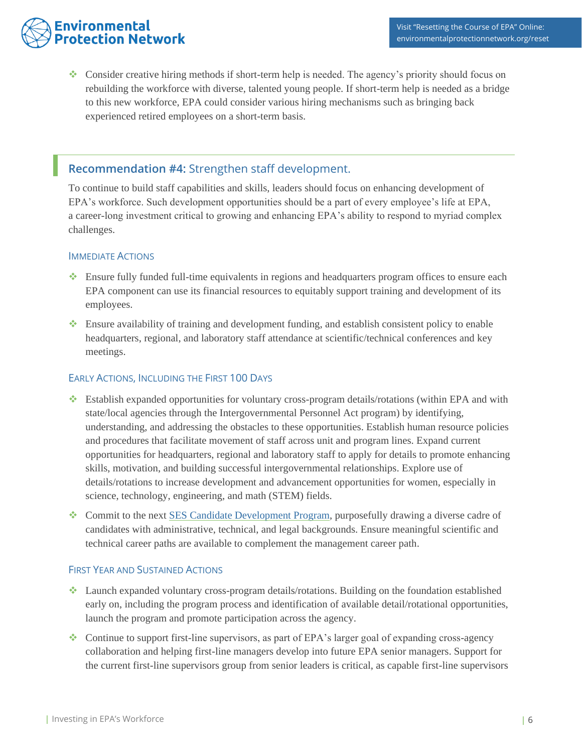- Consider creative hiring methods if short-term help is needed. The agency's priority should focus on rebuilding the workforce with diverse, talented young people. If short-term help is needed as a bridge to this new workforce, EPA could consider various hiring mechanisms such as bringing back experienced retired employees on a short-term basis.

## Recommendation #4: Strengthen staff development.

To continue to build staff capabilities and skills, leaders should focus on enhancing development of EPA's workforce. Such development opportunities should be a part of every employee's life at EPA, a career-long investment critical to growing and enhancing EPA's ability to respond to myriad complex challenges.

### Immediate Actions

- Ensure fully funded full-time equivalents in regions and headquarters program offices to ensure each EPA component can use its financial resources to equitably support training and development of its employees.
- Ensure availability of training and development funding, and establish consistent policy to enable headquarters, regional, and laboratory staff attendance at scientific/technical conferences and key meetings.

### Early Actions, Including the First 100 Days

- Establish expanded opportunities for voluntary cross-program details/rotations (within EPA and with state/local agencies through the Intergovernmental Personnel Act program) by identifying, understanding, and addressing the obstacles to these opportunities. Establish human resource policies and procedures that facilitate movement of staff across unit and program lines. Expand current opportunities for headquarters, regional and laboratory staff to apply for details to promote enhancing skills, motivation, and building successful intergovernmental relationships. Explore use of details/rotations to increase development and advancement opportunities for women, especially in science, technology, engineering, and math (STEM) fields.
- Commit to the next SES Candidate Development Program, purposefully drawing a diverse cadre of candidates with administrative, technical, and legal backgrounds. Ensure meaningful scientific and technical career paths are available to complement the management career path.

### First Year and Sustained Actions

- Launch expanded voluntary cross-program details/rotations. Building on the foundation established early on, including the program process and identification of available detail/rotational opportunities, launch the program and promote participation across the agency.
- Continue to support first-line supervisors, as part of EPA's larger goal of expanding cross-agency collaboration and helping first-line managers develop into future EPA senior managers. Support for the current first-line supervisors group from senior leaders is critical, as capable first-line supervisors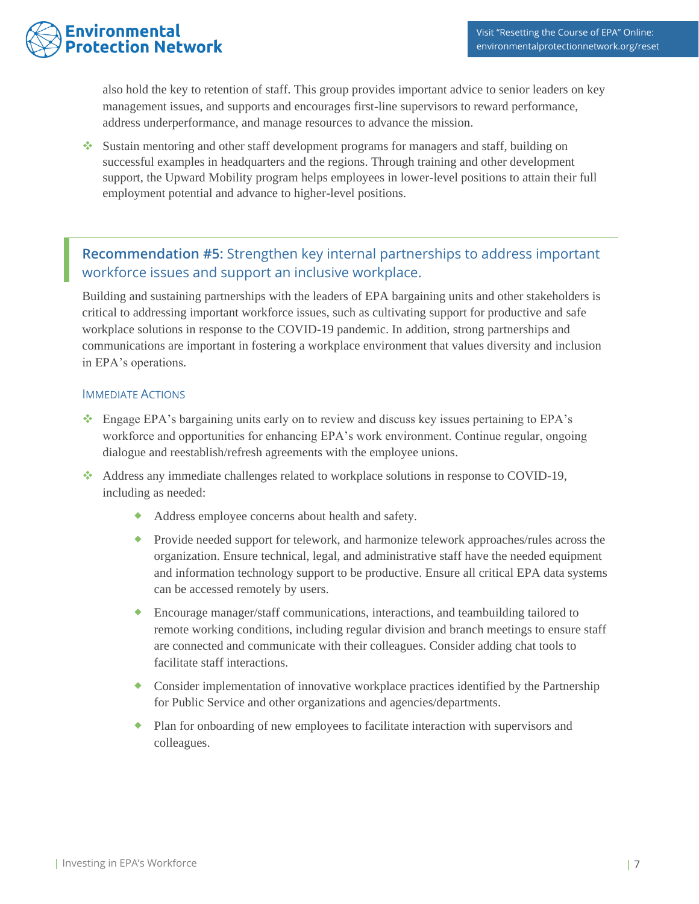also hold the key to retention of staff. This group provides important advice to senior leaders on key management issues, and supports and encourages first-line supervisors to reward performance, address underperformance, and manage resources to advance the mission.

- Sustain mentoring and other staff development programs for managers and staff, building on successful examples in headquarters and the regions. Through training and other development support, the Upward Mobility program helps employees in lower-level positions to attain their full employment potential and advance to higher-level positions.

## **Recommendation #5:** Strengthen key internal partnerships to address important workforce issues and support an inclusive workplace.

Building and sustaining partnerships with the leaders of EPA bargaining units and other stakeholders is critical to addressing important workforce issues, such as cultivating support for productive and safe workplace solutions in response to the COVID-19 pandemic. In addition, strong partnerships and communications are important in fostering a workplace environment that values diversity and inclusion in EPA's operations.

### Immediate Actions

- Engage EPA's bargaining units early on to review and discuss key issues pertaining to EPA's workforce and opportunities for enhancing EPA's work environment. Continue regular, ongoing dialogue and reestablish/refresh agreements with the employee unions.
- Address any immediate challenges related to workplace solutions in response to COVID-19, including as needed:
  - Address employee concerns about health and safety.
  - Provide needed support for telework, and harmonize telework approaches/rules across the organization. Ensure technical, legal, and administrative staff have the needed equipment and information technology support to be productive. Ensure all critical EPA data systems can be accessed remotely by users.
  - Encourage manager/staff communications, interactions, and teambuilding tailored to remote working conditions, including regular division and branch meetings to ensure staff are connected and communicate with their colleagues. Consider adding chat tools to facilitate staff interactions.
  - Consider implementation of innovative workplace practices identified by the Partnership for Public Service and other organizations and agencies/departments.
  - Plan for onboarding of new employees to facilitate interaction with supervisors and colleagues.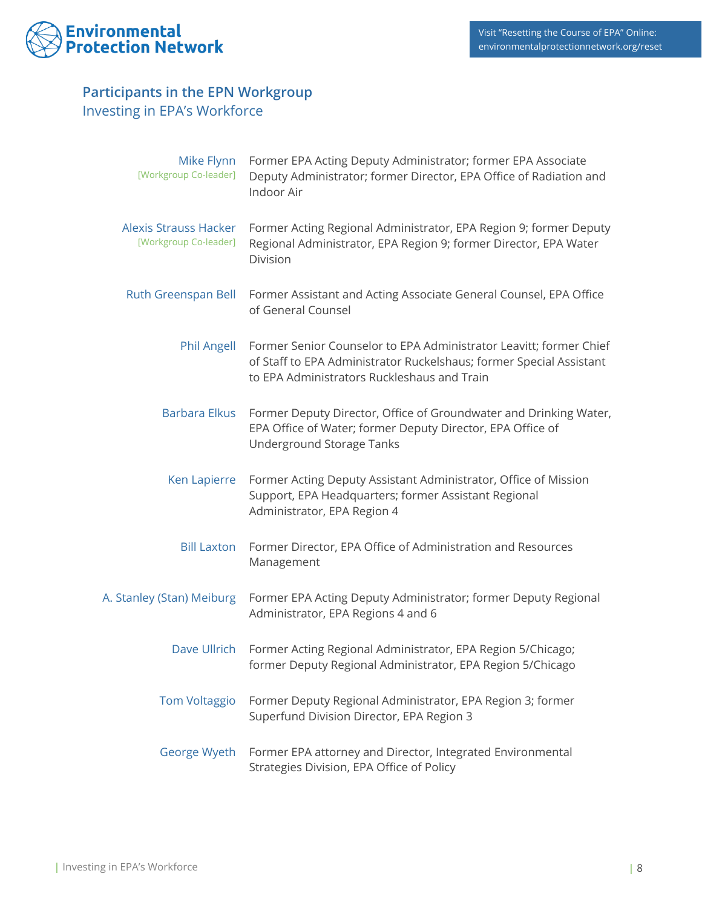## Participants in the EPN Workgroup

### Investing in EPA's Workforce

| | |
|---|---|
| Mike Flynn [Workgroup Co-leader] | Former EPA Acting Deputy Administrator; former EPA Associate Deputy Administrator; former Director, EPA Office of Radiation and Indoor Air |
| Alexis Strauss Hacker [Workgroup Co-leader] | Former Acting Regional Administrator, EPA Region 9; former Deputy Regional Administrator, EPA Region 9; former Director, EPA Water Division |
| Ruth Greenspan Bell | Former Assistant and Acting Associate General Counsel, EPA Office of General Counsel |
| Phil Angell | Former Senior Counselor to EPA Administrator Leavitt; former Chief of Staff to EPA Administrator Ruckelshaus; former Special Assistant to EPA Administrators Ruckleshaus and Train |
| Barbara Elkus | Former Deputy Director, Office of Groundwater and Drinking Water, EPA Office of Water; former Deputy Director, EPA Office of Underground Storage Tanks |
| Ken Lapierre | Former Acting Deputy Assistant Administrator, Office of Mission Support, EPA Headquarters; former Assistant Regional Administrator, EPA Region 4 |
| Bill Laxton | Former Director, EPA Office of Administration and Resources Management |
| A. Stanley (Stan) Meiburg | Former EPA Acting Deputy Administrator; former Deputy Regional Administrator, EPA Regions 4 and 6 |
| Dave Ullrich | Former Acting Regional Administrator, EPA Region 5/Chicago; former Deputy Regional Administrator, EPA Region 5/Chicago |
| Tom Voltaggio | Former Deputy Regional Administrator, EPA Region 3; former Superfund Division Director, EPA Region 3 |
| George Wyeth | Former EPA attorney and Director, Integrated Environmental Strategies Division, EPA Office of Policy |